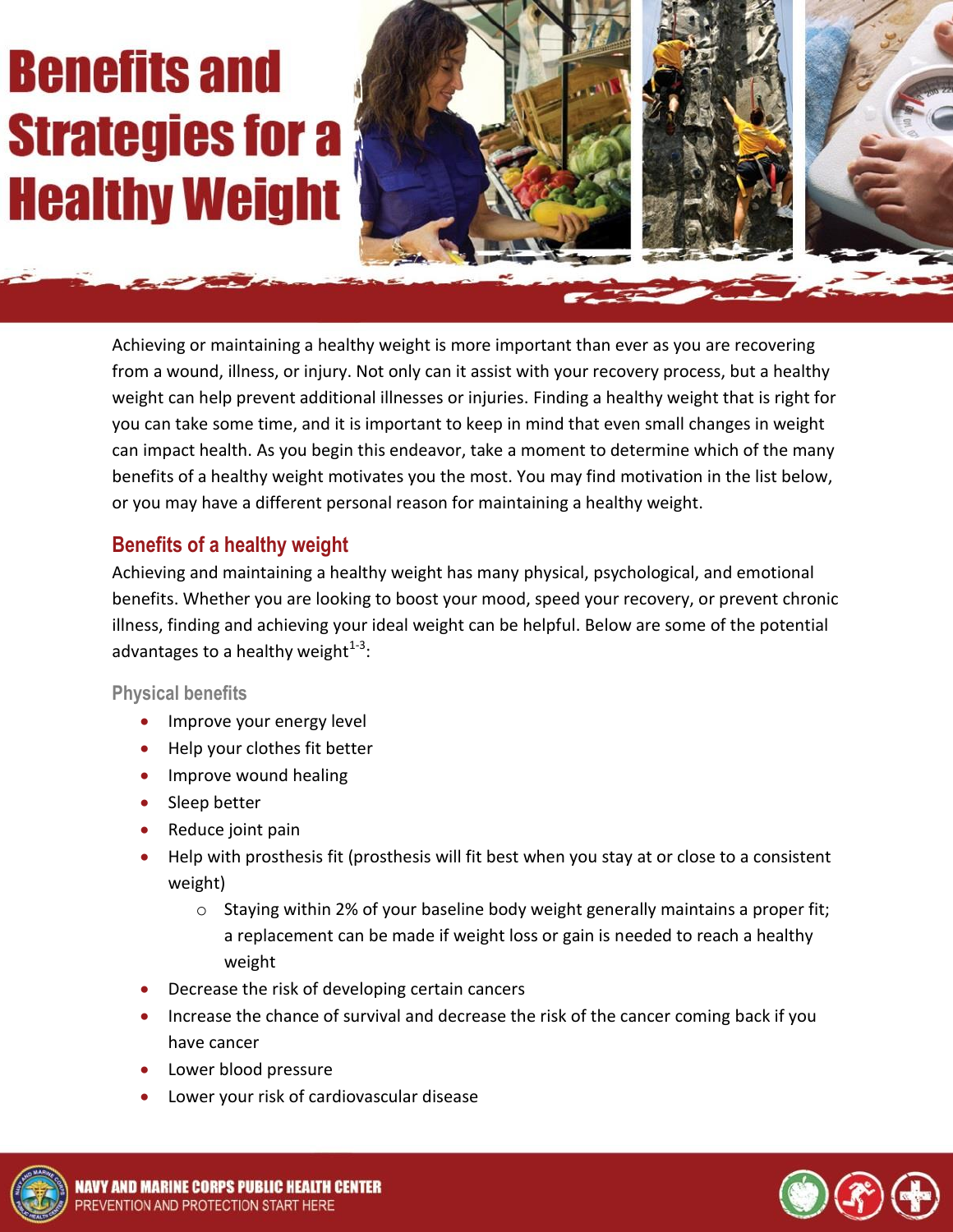# Benefits and Strategies for a Healthy Weight

Achieving or maintaining a healthy weight is more important than ever as you are recovering from a wound, illness, or injury. Not only can it assist with your recovery process, but a healthy weight can help prevent additional illnesses or injuries. Finding a healthy weight that is right for you can take some time, and it is important to keep in mind that even small changes in weight can impact health. As you begin this endeavor, take a moment to determine which of the many benefits of a healthy weight motivates you the most. You may find motivation in the list below, or you may have a different personal reason for maintaining a healthy weight.

## Benefits of a healthy weight

Achieving and maintaining a healthy weight has many physical, psychological, and emotional benefits. Whether you are looking to boost your mood, speed your recovery, or prevent chronic illness, finding and achieving your ideal weight can be helpful. Below are some of the potential advantages to a healthy weight[1-3]:

### Physical benefits

- Improve your energy level
- Help your clothes fit better
- Improve wound healing
- Sleep better
- Reduce joint pain
- Help with prosthesis fit (prosthesis will fit best when you stay at or close to a consistent weight)
  - Staying within 2% of your baseline body weight generally maintains a proper fit; a replacement can be made if weight loss or gain is needed to reach a healthy weight
- Decrease the risk of developing certain cancers
- Increase the chance of survival and decrease the risk of the cancer coming back if you have cancer
- Lower blood pressure
- Lower your risk of cardiovascular disease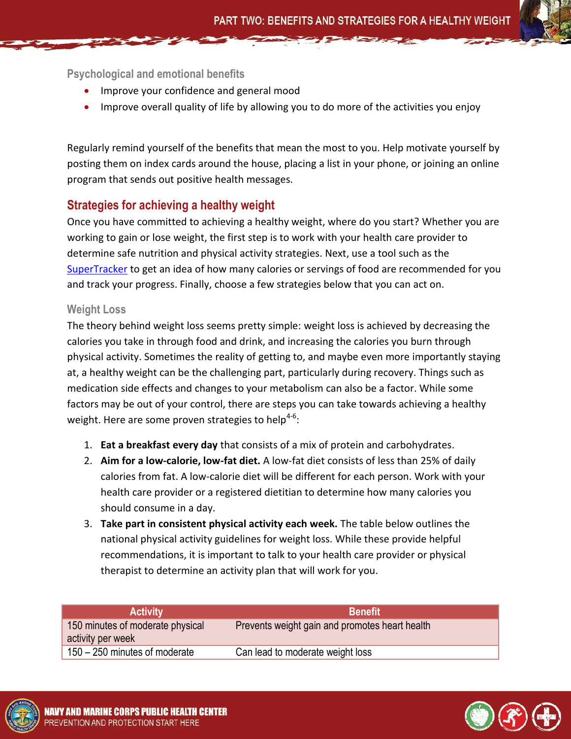### Psychological and emotional benefits

- Improve your confidence and general mood
- Improve overall quality of life by allowing you to do more of the activities you enjoy

Regularly remind yourself of the benefits that mean the most to you. Help motivate yourself by posting them on index cards around the house, placing a list in your phone, or joining an online program that sends out positive health messages.

## Strategies for achieving a healthy weight

Once you have committed to achieving a healthy weight, where do you start? Whether you are working to gain or lose weight, the first step is to work with your health care provider to determine safe nutrition and physical activity strategies. Next, use a tool such as the SuperTracker to get an idea of how many calories or servings of food are recommended for you and track your progress. Finally, choose a few strategies below that you can act on.

### Weight Loss

The theory behind weight loss seems pretty simple: weight loss is achieved by decreasing the calories you take in through food and drink, and increasing the calories you burn through physical activity. Sometimes the reality of getting to, and maybe even more importantly staying at, a healthy weight can be the challenging part, particularly during recovery. Things such as medication side effects and changes to your metabolism can also be a factor. While some factors may be out of your control, there are steps you can take towards achieving a healthy weight. Here are some proven strategies to help[4-6]:

1. **Eat a breakfast every day** that consists of a mix of protein and carbohydrates.
2. **Aim for a low-calorie, low-fat diet.** A low-fat diet consists of less than 25% of daily calories from fat. A low-calorie diet will be different for each person. Work with your health care provider or a registered dietitian to determine how many calories you should consume in a day.
3. **Take part in consistent physical activity each week.** The table below outlines the national physical activity guidelines for weight loss. While these provide helpful recommendations, it is important to talk to your health care provider or physical therapist to determine an activity plan that will work for you.

| Activity | Benefit |
|---|---|
| 150 minutes of moderate physical activity per week | Prevents weight gain and promotes heart health |
| 150 – 250 minutes of moderate | Can lead to moderate weight loss |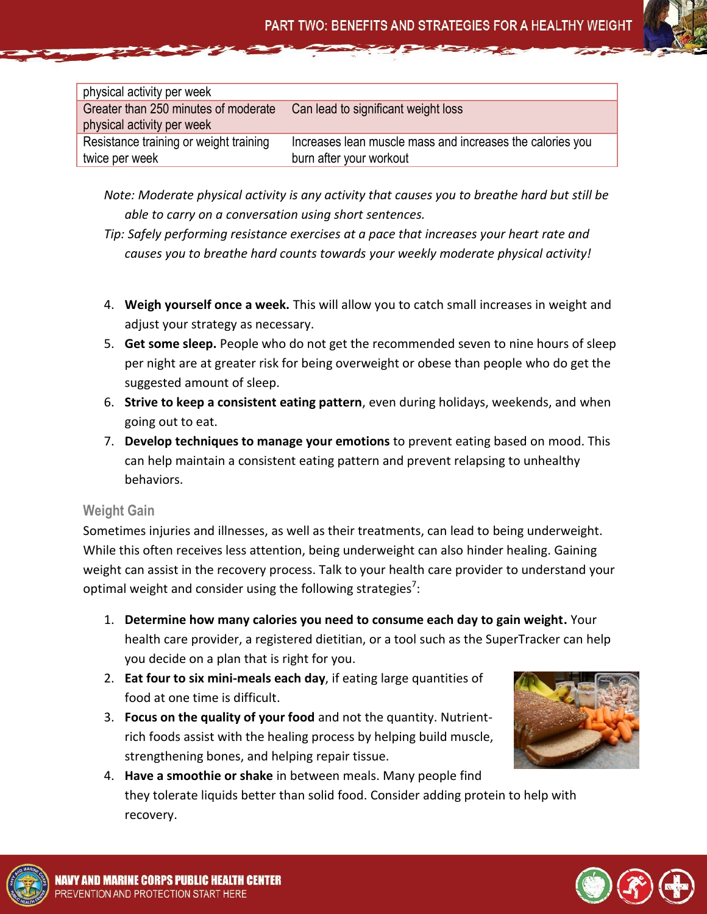| | |
|---|---|
| physical activity per week | |
| Greater than 250 minutes of moderate physical activity per week | Can lead to significant weight loss |
| Resistance training or weight training twice per week | Increases lean muscle mass and increases the calories you burn after your workout |

*Note: Moderate physical activity is any activity that causes you to breathe hard but still be able to carry on a conversation using short sentences.*

*Tip: Safely performing resistance exercises at a pace that increases your heart rate and causes you to breathe hard counts towards your weekly moderate physical activity!*

4. **Weigh yourself once a week.** This will allow you to catch small increases in weight and adjust your strategy as necessary.
5. **Get some sleep.** People who do not get the recommended seven to nine hours of sleep per night are at greater risk for being overweight or obese than people who do get the suggested amount of sleep.
6. **Strive to keep a consistent eating pattern**, even during holidays, weekends, and when going out to eat.
7. **Develop techniques to manage your emotions** to prevent eating based on mood. This can help maintain a consistent eating pattern and prevent relapsing to unhealthy behaviors.

### Weight Gain

Sometimes injuries and illnesses, as well as their treatments, can lead to being underweight. While this often receives less attention, being underweight can also hinder healing. Gaining weight can assist in the recovery process. Talk to your health care provider to understand your optimal weight and consider using the following strategies[7]:

1. **Determine how many calories you need to consume each day to gain weight.** Your health care provider, a registered dietitian, or a tool such as the SuperTracker can help you decide on a plan that is right for you.
2. **Eat four to six mini-meals each day**, if eating large quantities of food at one time is difficult.
3. **Focus on the quality of your food** and not the quantity. Nutrient-rich foods assist with the healing process by helping build muscle, strengthening bones, and helping repair tissue.
4. **Have a smoothie or shake** in between meals. Many people find they tolerate liquids better than solid food. Consider adding protein to help with recovery.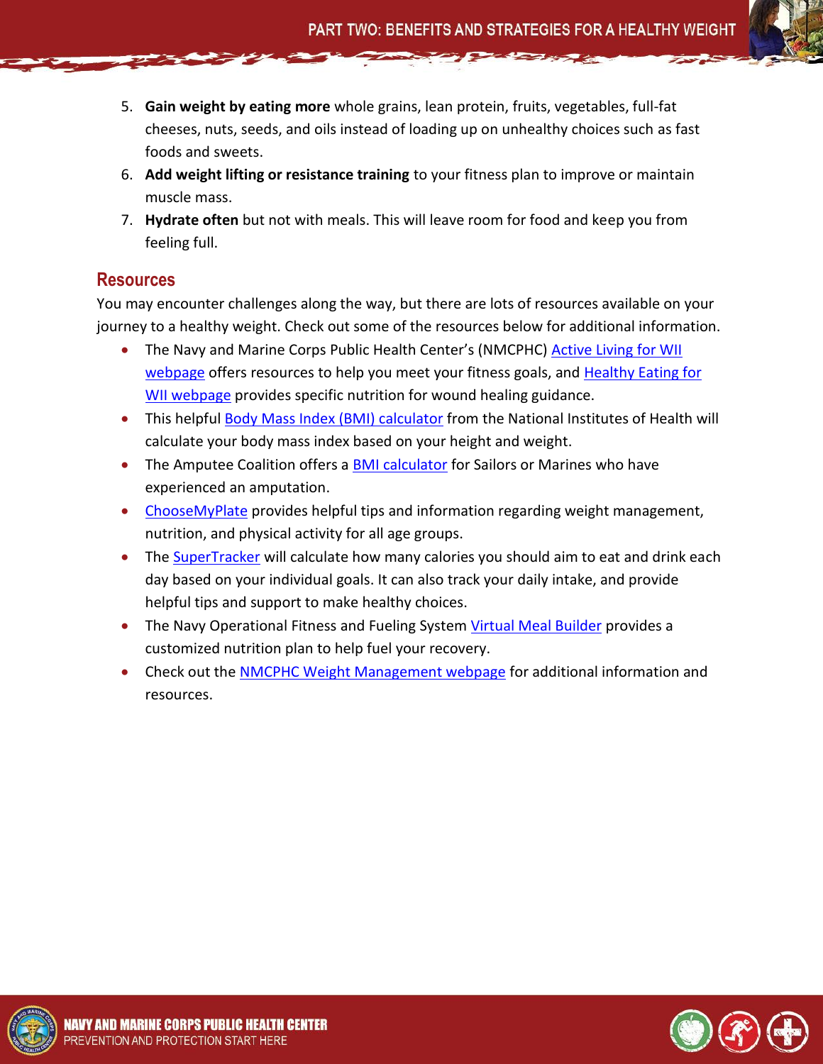5. **Gain weight by eating more** whole grains, lean protein, fruits, vegetables, full-fat cheeses, nuts, seeds, and oils instead of loading up on unhealthy choices such as fast foods and sweets.
6. **Add weight lifting or resistance training** to your fitness plan to improve or maintain muscle mass.
7. **Hydrate often** but not with meals. This will leave room for food and keep you from feeling full.

## Resources

You may encounter challenges along the way, but there are lots of resources available on your journey to a healthy weight. Check out some of the resources below for additional information.

- The Navy and Marine Corps Public Health Center's (NMCPHC) Active Living for WII webpage offers resources to help you meet your fitness goals, and Healthy Eating for WII webpage provides specific nutrition for wound healing guidance.
- This helpful Body Mass Index (BMI) calculator from the National Institutes of Health will calculate your body mass index based on your height and weight.
- The Amputee Coalition offers a BMI calculator for Sailors or Marines who have experienced an amputation.
- ChooseMyPlate provides helpful tips and information regarding weight management, nutrition, and physical activity for all age groups.
- The SuperTracker will calculate how many calories you should aim to eat and drink each day based on your individual goals. It can also track your daily intake, and provide helpful tips and support to make healthy choices.
- The Navy Operational Fitness and Fueling System Virtual Meal Builder provides a customized nutrition plan to help fuel your recovery.
- Check out the NMCPHC Weight Management webpage for additional information and resources.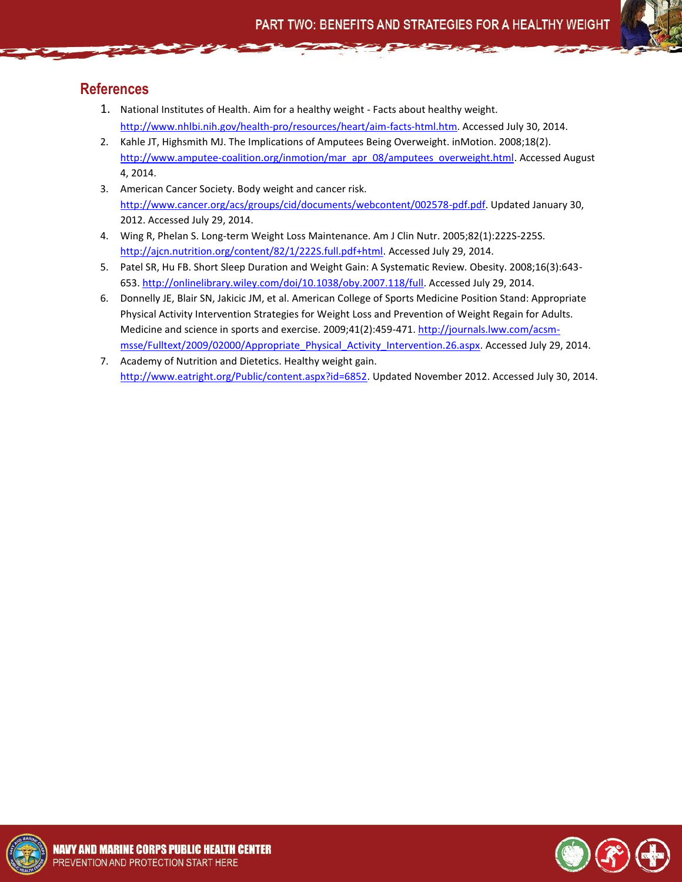## References

1. National Institutes of Health. Aim for a healthy weight - Facts about healthy weight. http://www.nhlbi.nih.gov/health-pro/resources/heart/aim-facts-html.htm. Accessed July 30, 2014.
2. Kahle JT, Highsmith MJ. The Implications of Amputees Being Overweight. inMotion. 2008;18(2). http://www.amputee-coalition.org/inmotion/mar_apr_08/amputees_overweight.html. Accessed August 4, 2014.
3. American Cancer Society. Body weight and cancer risk. http://www.cancer.org/acs/groups/cid/documents/webcontent/002578-pdf.pdf. Updated January 30, 2012. Accessed July 29, 2014.
4. Wing R, Phelan S. Long-term Weight Loss Maintenance. Am J Clin Nutr. 2005;82(1):222S-225S. http://ajcn.nutrition.org/content/82/1/222S.full.pdf+html. Accessed July 29, 2014.
5. Patel SR, Hu FB. Short Sleep Duration and Weight Gain: A Systematic Review. Obesity. 2008;16(3):643-653. http://onlinelibrary.wiley.com/doi/10.1038/oby.2007.118/full. Accessed July 29, 2014.
6. Donnelly JE, Blair SN, Jakicic JM, et al. American College of Sports Medicine Position Stand: Appropriate Physical Activity Intervention Strategies for Weight Loss and Prevention of Weight Regain for Adults. Medicine and science in sports and exercise. 2009;41(2):459-471. http://journals.lww.com/acsm-msse/Fulltext/2009/02000/Appropriate_Physical_Activity_Intervention.26.aspx. Accessed July 29, 2014.
7. Academy of Nutrition and Dietetics. Healthy weight gain. http://www.eatright.org/Public/content.aspx?id=6852. Updated November 2012. Accessed July 30, 2014.